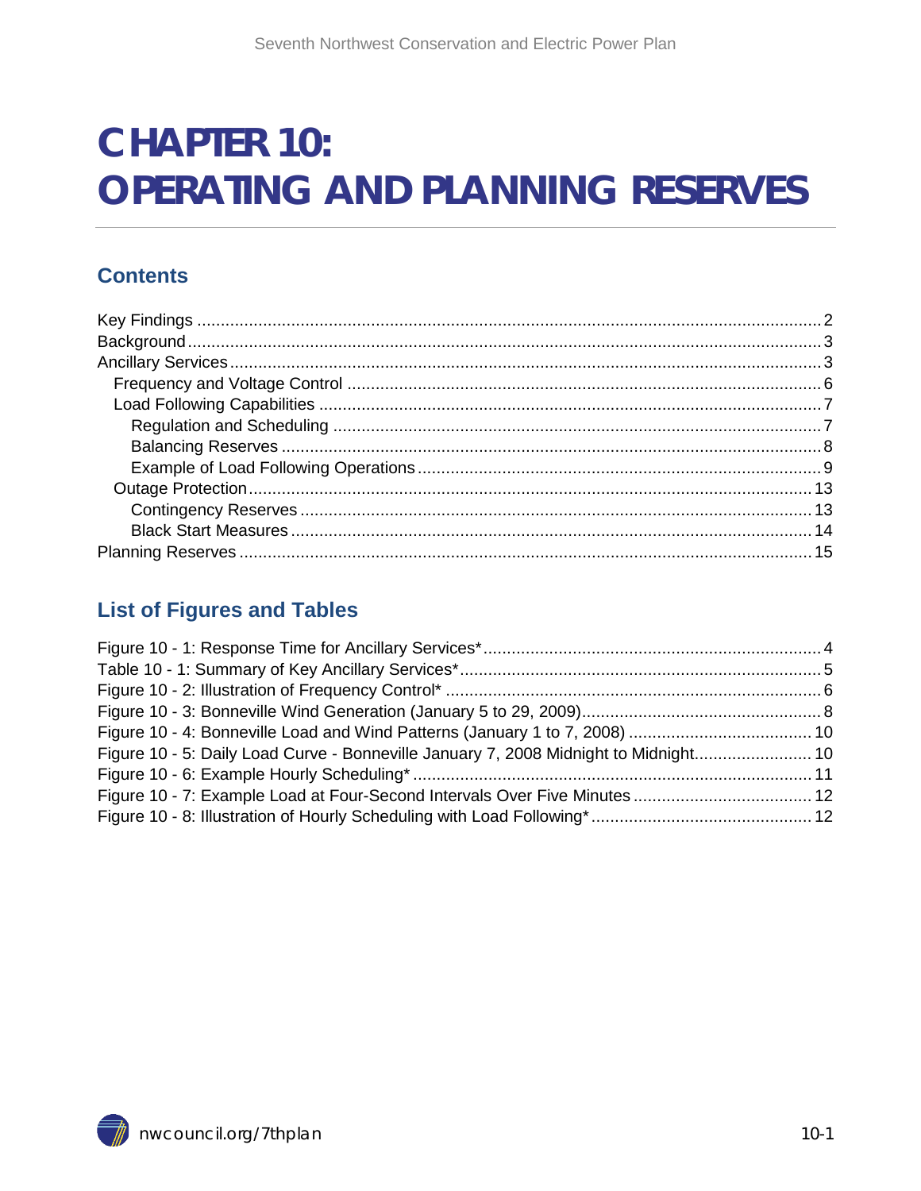# CHAPTER 10: OPERATING AND PLANNING RESERVES

## Contents

Key Findings ........................................................................................................................ 2
Background ........................................................................................................................... 3
Ancillary Services ................................................................................................................. 3
  Frequency and Voltage Control ........................................................................................ 6
  Load Following Capabilities .............................................................................................. 7
    Regulation and Scheduling ............................................................................................ 7
    Balancing Reserves ....................................................................................................... 8
    Example of Load Following Operations ......................................................................... 9
  Outage Protection ............................................................................................................. 13
    Contingency Reserves ................................................................................................... 13
    Black Start Measures ..................................................................................................... 14
Planning Reserves ................................................................................................................ 15

## List of Figures and Tables

Figure 10 - 1: Response Time for Ancillary Services* ........................................................... 4
Table 10 - 1: Summary of Key Ancillary Services* ................................................................. 5
Figure 10 - 2: Illustration of Frequency Control* .................................................................... 6
Figure 10 - 3: Bonneville Wind Generation (January 5 to 29, 2009) ...................................... 8
Figure 10 - 4: Bonneville Load and Wind Patterns (January 1 to 7, 2008) ........................... 10
Figure 10 - 5: Daily Load Curve - Bonneville January 7, 2008 Midnight to Midnight ............ 10
Figure 10 - 6: Example Hourly Scheduling* .......................................................................... 11
Figure 10 - 7: Example Load at Four-Second Intervals Over Five Minutes .......................... 12
Figure 10 - 8: Illustration of Hourly Scheduling with Load Following* .................................. 12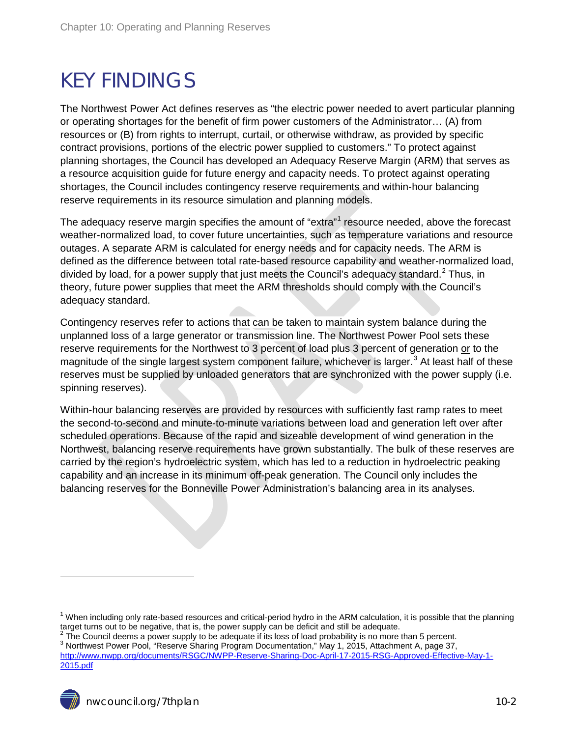# KEY FINDINGS

The Northwest Power Act defines reserves as "the electric power needed to avert particular planning or operating shortages for the benefit of firm power customers of the Administrator… (A) from resources or (B) from rights to interrupt, curtail, or otherwise withdraw, as provided by specific contract provisions, portions of the electric power supplied to customers." To protect against planning shortages, the Council has developed an Adequacy Reserve Margin (ARM) that serves as a resource acquisition guide for future energy and capacity needs. To protect against operating shortages, the Council includes contingency reserve requirements and within-hour balancing reserve requirements in its resource simulation and planning models.

The adequacy reserve margin specifies the amount of "extra"[1] resource needed, above the forecast weather-normalized load, to cover future uncertainties, such as temperature variations and resource outages. A separate ARM is calculated for energy needs and for capacity needs. The ARM is defined as the difference between total rate-based resource capability and weather-normalized load, divided by load, for a power supply that just meets the Council's adequacy standard.[2] Thus, in theory, future power supplies that meet the ARM thresholds should comply with the Council's adequacy standard.

Contingency reserves refer to actions that can be taken to maintain system balance during the unplanned loss of a large generator or transmission line. The Northwest Power Pool sets these reserve requirements for the Northwest to 3 percent of load plus 3 percent of generation or to the magnitude of the single largest system component failure, whichever is larger.[3] At least half of these reserves must be supplied by unloaded generators that are synchronized with the power supply (i.e. spinning reserves).

Within-hour balancing reserves are provided by resources with sufficiently fast ramp rates to meet the second-to-second and minute-to-minute variations between load and generation left over after scheduled operations. Because of the rapid and sizeable development of wind generation in the Northwest, balancing reserve requirements have grown substantially. The bulk of these reserves are carried by the region's hydroelectric system, which has led to a reduction in hydroelectric peaking capability and an increase in its minimum off-peak generation. The Council only includes the balancing reserves for the Bonneville Power Administration's balancing area in its analyses.

---

[1] When including only rate-based resources and critical-period hydro in the ARM calculation, it is possible that the planning target turns out to be negative, that is, the power supply can be deficit and still be adequate.

[2] The Council deems a power supply to be adequate if its loss of load probability is no more than 5 percent.

[3] Northwest Power Pool, "Reserve Sharing Program Documentation," May 1, 2015, Attachment A, page 37, http://www.nwpp.org/documents/RSGC/NWPP-Reserve-Sharing-Doc-April-17-2015-RSG-Approved-Effective-May-1-2015.pdf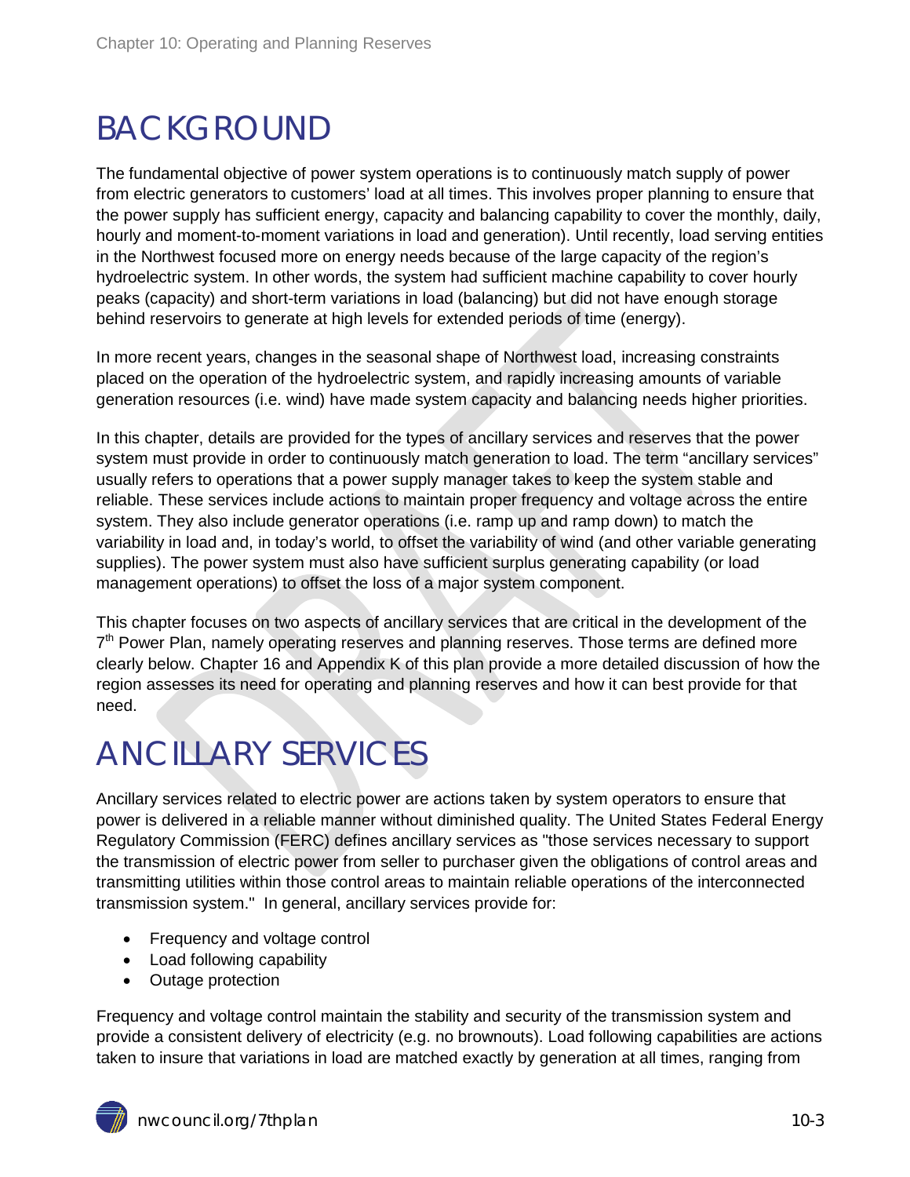# BACKGROUND

The fundamental objective of power system operations is to continuously match supply of power from electric generators to customers' load at all times. This involves proper planning to ensure that the power supply has sufficient energy, capacity and balancing capability to cover the monthly, daily, hourly and moment-to-moment variations in load and generation). Until recently, load serving entities in the Northwest focused more on energy needs because of the large capacity of the region's hydroelectric system. In other words, the system had sufficient machine capability to cover hourly peaks (capacity) and short-term variations in load (balancing) but did not have enough storage behind reservoirs to generate at high levels for extended periods of time (energy).

In more recent years, changes in the seasonal shape of Northwest load, increasing constraints placed on the operation of the hydroelectric system, and rapidly increasing amounts of variable generation resources (i.e. wind) have made system capacity and balancing needs higher priorities.

In this chapter, details are provided for the types of ancillary services and reserves that the power system must provide in order to continuously match generation to load. The term "ancillary services" usually refers to operations that a power supply manager takes to keep the system stable and reliable. These services include actions to maintain proper frequency and voltage across the entire system. They also include generator operations (i.e. ramp up and ramp down) to match the variability in load and, in today's world, to offset the variability of wind (and other variable generating supplies). The power system must also have sufficient surplus generating capability (or load management operations) to offset the loss of a major system component.

This chapter focuses on two aspects of ancillary services that are critical in the development of the 7th Power Plan, namely operating reserves and planning reserves. Those terms are defined more clearly below. Chapter 16 and Appendix K of this plan provide a more detailed discussion of how the region assesses its need for operating and planning reserves and how it can best provide for that need.

# ANCILLARY SERVICES

Ancillary services related to electric power are actions taken by system operators to ensure that power is delivered in a reliable manner without diminished quality. The United States Federal Energy Regulatory Commission (FERC) defines ancillary services as "those services necessary to support the transmission of electric power from seller to purchaser given the obligations of control areas and transmitting utilities within those control areas to maintain reliable operations of the interconnected transmission system." In general, ancillary services provide for:

- Frequency and voltage control
- Load following capability
- Outage protection

Frequency and voltage control maintain the stability and security of the transmission system and provide a consistent delivery of electricity (e.g. no brownouts). Load following capabilities are actions taken to insure that variations in load are matched exactly by generation at all times, ranging from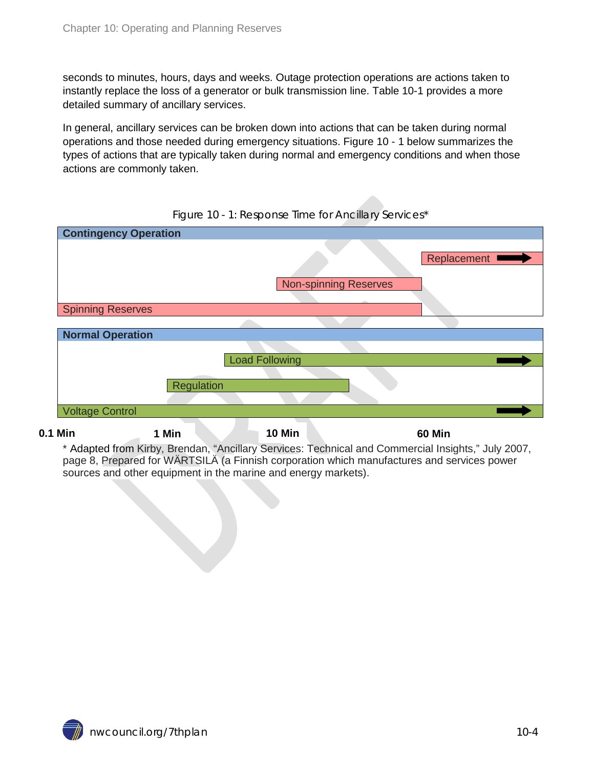seconds to minutes, hours, days and weeks. Outage protection operations are actions taken to instantly replace the loss of a generator or bulk transmission line. Table 10-1 provides a more detailed summary of ancillary services.

In general, ancillary services can be broken down into actions that can be taken during normal operations and those needed during emergency situations. Figure 10 - 1 below summarizes the types of actions that are typically taken during normal and emergency conditions and when those actions are commonly taken.

Figure 10 - 1: Response Time for Ancillary Services*

**Contingency Operation**

- Replacement
- Non-spinning Reserves
- Spinning Reserves

**Normal Operation**

- Load Following
- Regulation
- Voltage Control

**0.1 Min** **1 Min** **10 Min** **60 Min**

* Adapted from Kirby, Brendan, "Ancillary Services: Technical and Commercial Insights," July 2007, page 8, Prepared for WÄRTSILÄ (a Finnish corporation which manufactures and services power sources and other equipment in the marine and energy markets).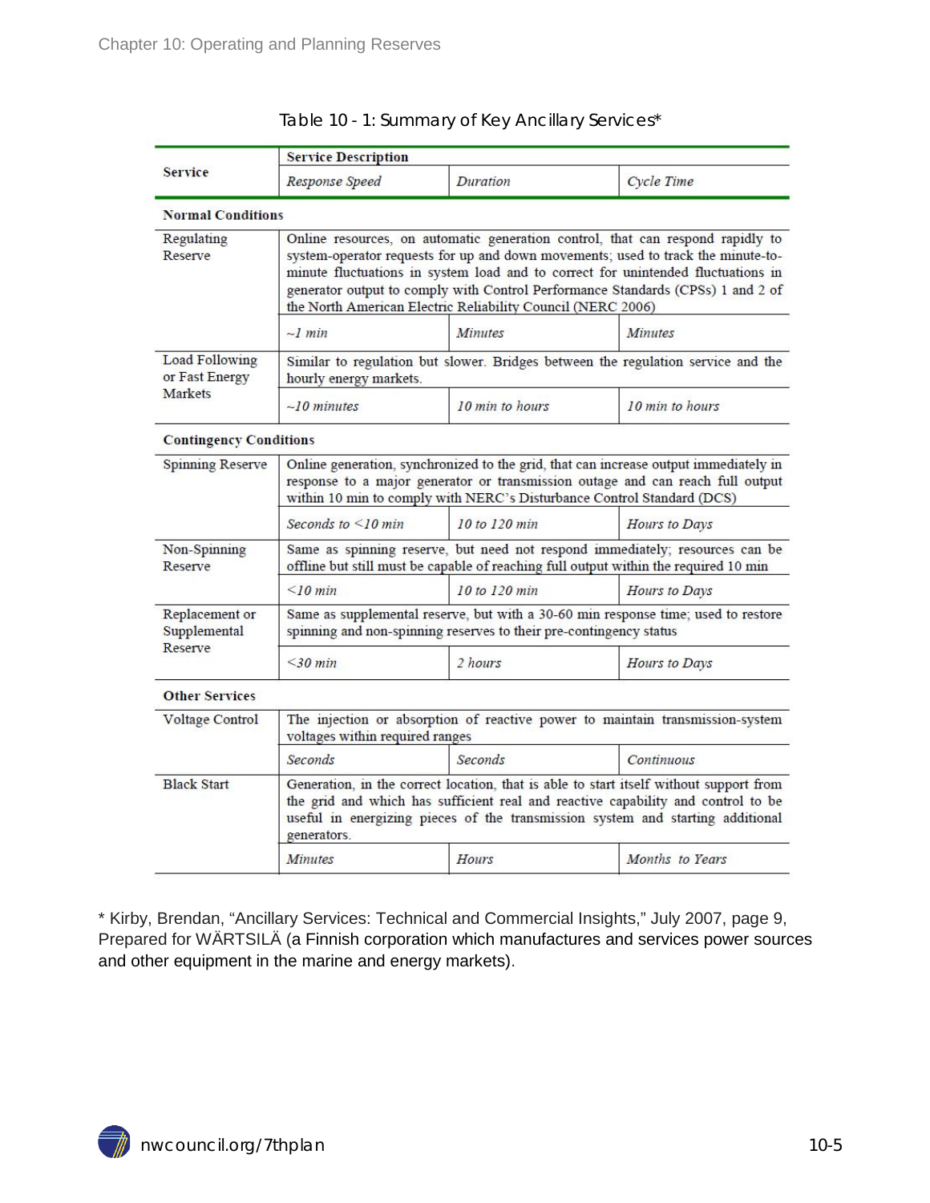Table 10 - 1: Summary of Key Ancillary Services*

| Service | Service Description | | |
|---|---|---|---|
| | *Response Speed* | *Duration* | *Cycle Time* |
| **Normal Conditions** | | | |
| Regulating Reserve | Online resources, on automatic generation control, that can respond rapidly to system-operator requests for up and down movements; used to track the minute-to-minute fluctuations in system load and to correct for unintended fluctuations in generator output to comply with Control Performance Standards (CPSs) 1 and 2 of the North American Electric Reliability Council (NERC 2006) | | |
| | *~1 min* | *Minutes* | *Minutes* |
| Load Following or Fast Energy Markets | Similar to regulation but slower. Bridges between the regulation service and the hourly energy markets. | | |
| | *~10 minutes* | *10 min to hours* | *10 min to hours* |
| **Contingency Conditions** | | | |
| Spinning Reserve | Online generation, synchronized to the grid, that can increase output immediately in response to a major generator or transmission outage and can reach full output within 10 min to comply with NERC's Disturbance Control Standard (DCS) | | |
| | *Seconds to <10 min* | *10 to 120 min* | *Hours to Days* |
| Non-Spinning Reserve | Same as spinning reserve, but need not respond immediately; resources can be offline but still must be capable of reaching full output within the required 10 min | | |
| | *<10 min* | *10 to 120 min* | *Hours to Days* |
| Replacement or Supplemental Reserve | Same as supplemental reserve, but with a 30-60 min response time; used to restore spinning and non-spinning reserves to their pre-contingency status | | |
| | *<30 min* | *2 hours* | *Hours to Days* |
| **Other Services** | | | |
| Voltage Control | The injection or absorption of reactive power to maintain transmission-system voltages within required ranges | | |
| | *Seconds* | *Seconds* | *Continuous* |
| Black Start | Generation, in the correct location, that is able to start itself without support from the grid and which has sufficient real and reactive capability and control to be useful in energizing pieces of the transmission system and starting additional generators. | | |
| | *Minutes* | *Hours* | *Months to Years* |

* Kirby, Brendan, "Ancillary Services: Technical and Commercial Insights," July 2007, page 9, Prepared for WÄRTSILÄ (a Finnish corporation which manufactures and services power sources and other equipment in the marine and energy markets).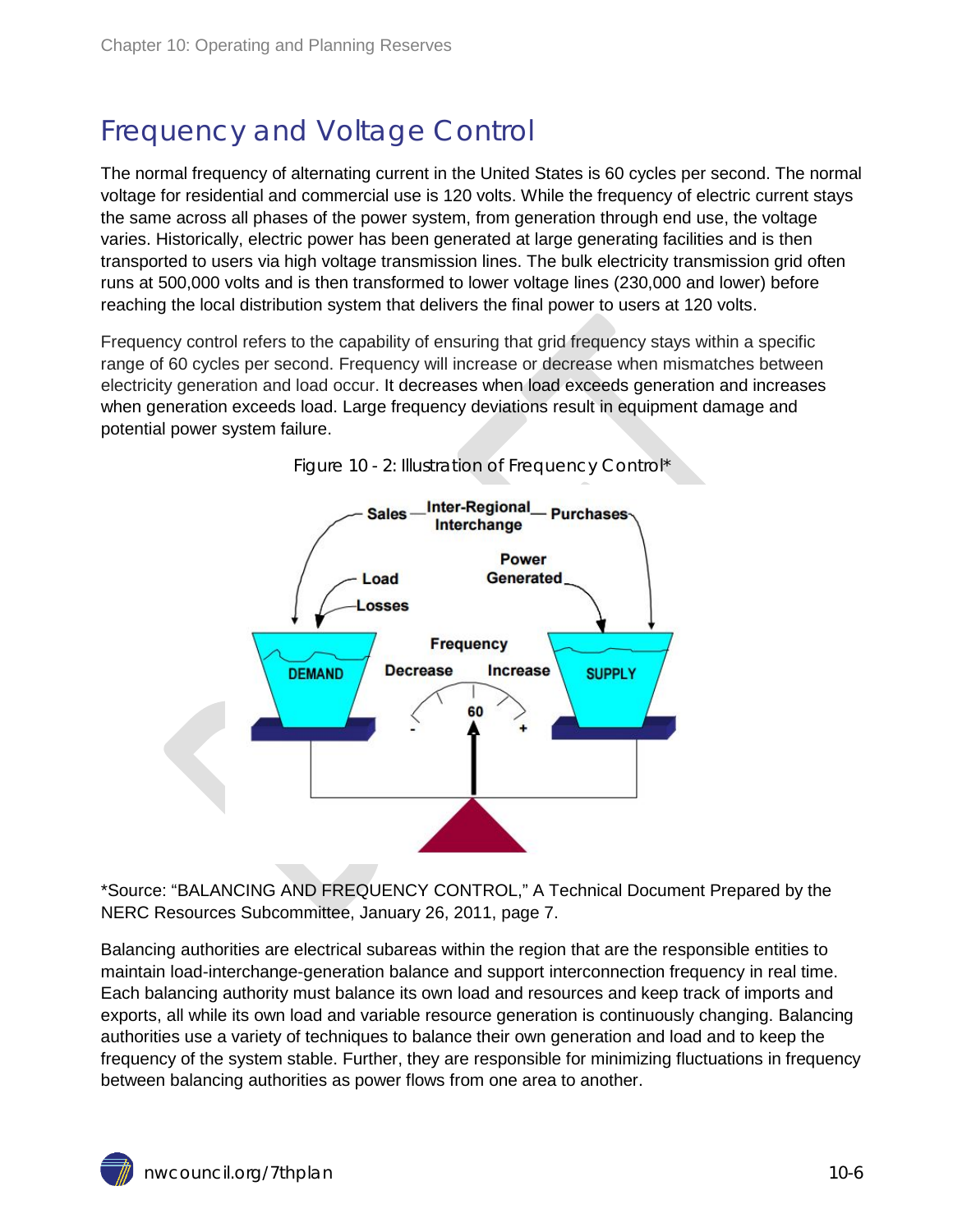# Frequency and Voltage Control

The normal frequency of alternating current in the United States is 60 cycles per second. The normal voltage for residential and commercial use is 120 volts. While the frequency of electric current stays the same across all phases of the power system, from generation through end use, the voltage varies. Historically, electric power has been generated at large generating facilities and is then transported to users via high voltage transmission lines. The bulk electricity transmission grid often runs at 500,000 volts and is then transformed to lower voltage lines (230,000 and lower) before reaching the local distribution system that delivers the final power to users at 120 volts.

Frequency control refers to the capability of ensuring that grid frequency stays within a specific range of 60 cycles per second. Frequency will increase or decrease when mismatches between electricity generation and load occur. It decreases when load exceeds generation and increases when generation exceeds load. Large frequency deviations result in equipment damage and potential power system failure.

Figure 10 - 2: Illustration of Frequency Control*

*Source: "BALANCING AND FREQUENCY CONTROL," A Technical Document Prepared by the NERC Resources Subcommittee, January 26, 2011, page 7.

Balancing authorities are electrical subareas within the region that are the responsible entities to maintain load-interchange-generation balance and support interconnection frequency in real time. Each balancing authority must balance its own load and resources and keep track of imports and exports, all while its own load and variable resource generation is continuously changing. Balancing authorities use a variety of techniques to balance their own generation and load and to keep the frequency of the system stable. Further, they are responsible for minimizing fluctuations in frequency between balancing authorities as power flows from one area to another.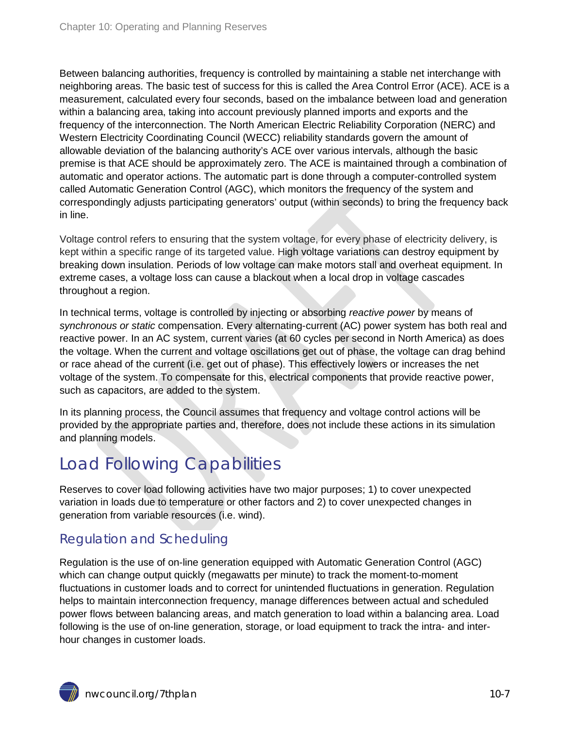Between balancing authorities, frequency is controlled by maintaining a stable net interchange with neighboring areas. The basic test of success for this is called the Area Control Error (ACE). ACE is a measurement, calculated every four seconds, based on the imbalance between load and generation within a balancing area, taking into account previously planned imports and exports and the frequency of the interconnection. The North American Electric Reliability Corporation (NERC) and Western Electricity Coordinating Council (WECC) reliability standards govern the amount of allowable deviation of the balancing authority's ACE over various intervals, although the basic premise is that ACE should be approximately zero. The ACE is maintained through a combination of automatic and operator actions. The automatic part is done through a computer-controlled system called Automatic Generation Control (AGC), which monitors the frequency of the system and correspondingly adjusts participating generators' output (within seconds) to bring the frequency back in line.

Voltage control refers to ensuring that the system voltage, for every phase of electricity delivery, is kept within a specific range of its targeted value. High voltage variations can destroy equipment by breaking down insulation. Periods of low voltage can make motors stall and overheat equipment. In extreme cases, a voltage loss can cause a blackout when a local drop in voltage cascades throughout a region.

In technical terms, voltage is controlled by injecting or absorbing *reactive power* by means of *synchronous or static* compensation. Every alternating-current (AC) power system has both real and reactive power. In an AC system, current varies (at 60 cycles per second in North America) as does the voltage. When the current and voltage oscillations get out of phase, the voltage can drag behind or race ahead of the current (i.e. get out of phase). This effectively lowers or increases the net voltage of the system. To compensate for this, electrical components that provide reactive power, such as capacitors, are added to the system.

In its planning process, the Council assumes that frequency and voltage control actions will be provided by the appropriate parties and, therefore, does not include these actions in its simulation and planning models.

# Load Following Capabilities

Reserves to cover load following activities have two major purposes; 1) to cover unexpected variation in loads due to temperature or other factors and 2) to cover unexpected changes in generation from variable resources (i.e. wind).

## Regulation and Scheduling

Regulation is the use of on-line generation equipped with Automatic Generation Control (AGC) which can change output quickly (megawatts per minute) to track the moment-to-moment fluctuations in customer loads and to correct for unintended fluctuations in generation. Regulation helps to maintain interconnection frequency, manage differences between actual and scheduled power flows between balancing areas, and match generation to load within a balancing area. Load following is the use of on-line generation, storage, or load equipment to track the intra- and inter-hour changes in customer loads.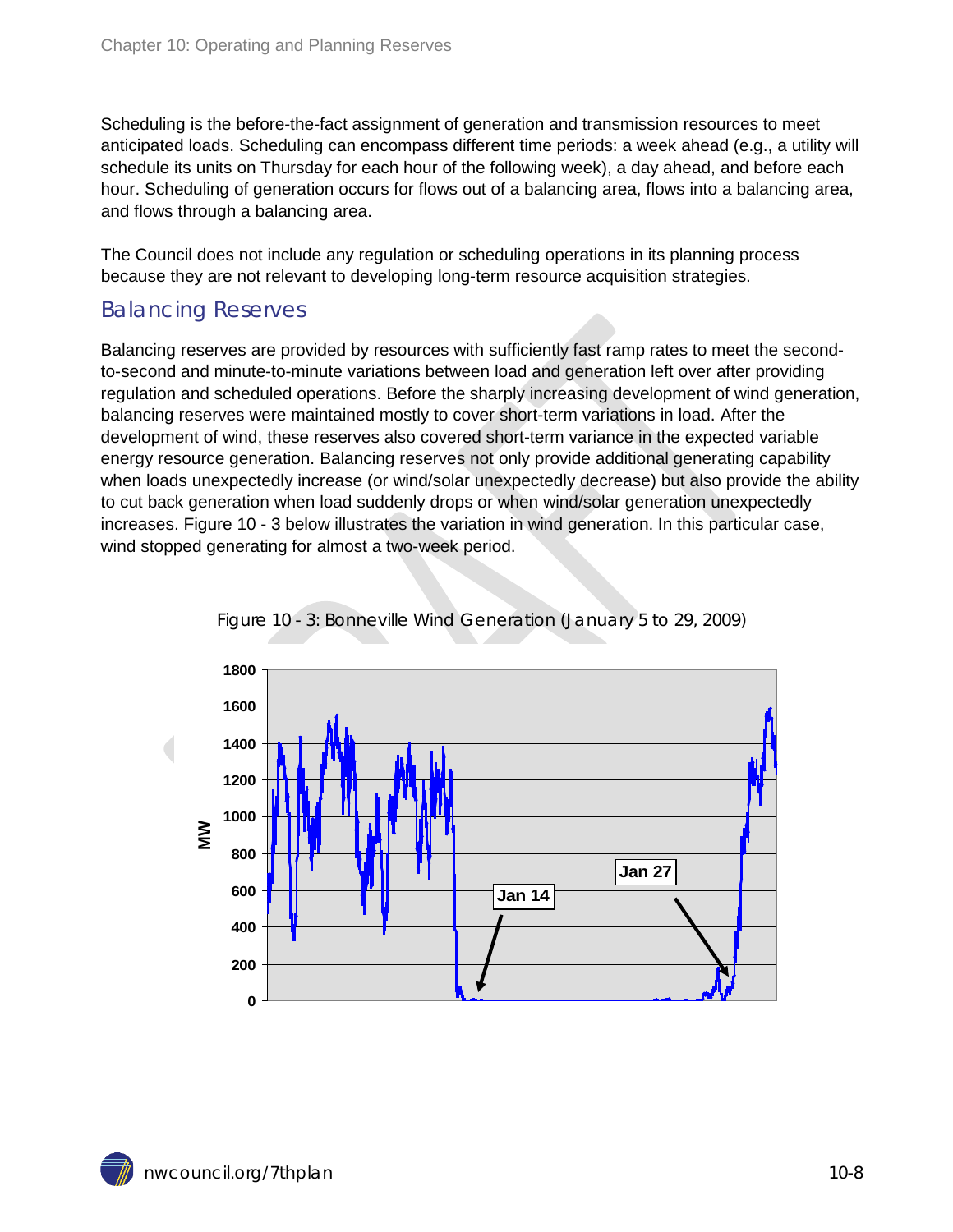Scheduling is the before-the-fact assignment of generation and transmission resources to meet anticipated loads. Scheduling can encompass different time periods: a week ahead (e.g., a utility will schedule its units on Thursday for each hour of the following week), a day ahead, and before each hour. Scheduling of generation occurs for flows out of a balancing area, flows into a balancing area, and flows through a balancing area.

The Council does not include any regulation or scheduling operations in its planning process because they are not relevant to developing long-term resource acquisition strategies.

## Balancing Reserves

Balancing reserves are provided by resources with sufficiently fast ramp rates to meet the second-to-second and minute-to-minute variations between load and generation left over after providing regulation and scheduled operations. Before the sharply increasing development of wind generation, balancing reserves were maintained mostly to cover short-term variations in load. After the development of wind, these reserves also covered short-term variance in the expected variable energy resource generation. Balancing reserves not only provide additional generating capability when loads unexpectedly increase (or wind/solar unexpectedly decrease) but also provide the ability to cut back generation when load suddenly drops or when wind/solar generation unexpectedly increases. Figure 10 - 3 below illustrates the variation in wind generation. In this particular case, wind stopped generating for almost a two-week period.

Figure 10 - 3: Bonneville Wind Generation (January 5 to 29, 2009)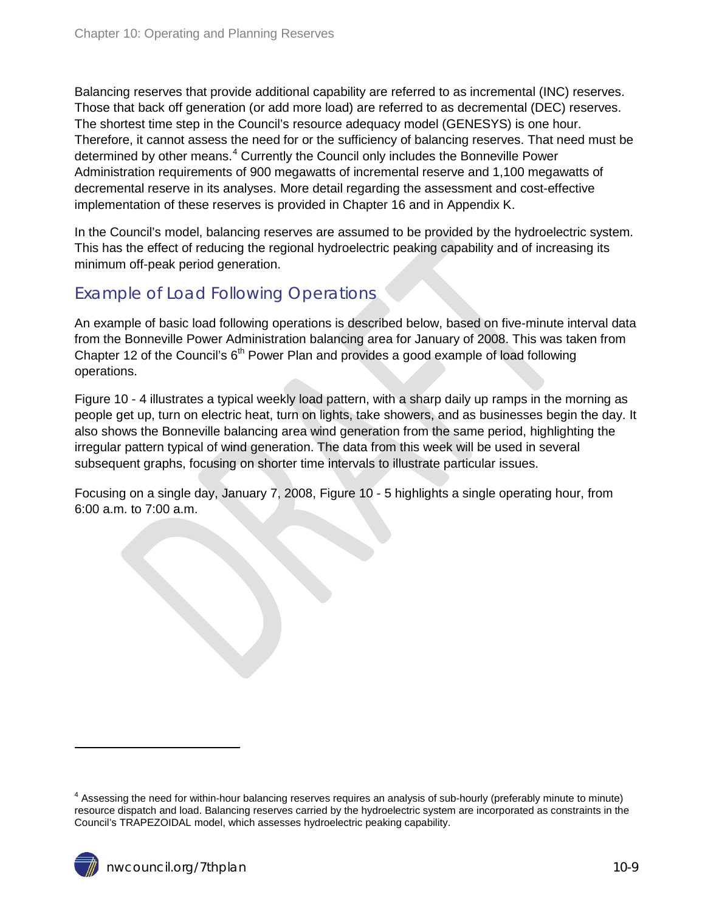Balancing reserves that provide additional capability are referred to as incremental (INC) reserves. Those that back off generation (or add more load) are referred to as decremental (DEC) reserves. The shortest time step in the Council's resource adequacy model (GENESYS) is one hour. Therefore, it cannot assess the need for or the sufficiency of balancing reserves. That need must be determined by other means.[4] Currently the Council only includes the Bonneville Power Administration requirements of 900 megawatts of incremental reserve and 1,100 megawatts of decremental reserve in its analyses. More detail regarding the assessment and cost-effective implementation of these reserves is provided in Chapter 16 and in Appendix K.

In the Council's model, balancing reserves are assumed to be provided by the hydroelectric system. This has the effect of reducing the regional hydroelectric peaking capability and of increasing its minimum off-peak period generation.

## Example of Load Following Operations

An example of basic load following operations is described below, based on five-minute interval data from the Bonneville Power Administration balancing area for January of 2008. This was taken from Chapter 12 of the Council's 6th Power Plan and provides a good example of load following operations.

Figure 10 - 4 illustrates a typical weekly load pattern, with a sharp daily up ramps in the morning as people get up, turn on electric heat, turn on lights, take showers, and as businesses begin the day. It also shows the Bonneville balancing area wind generation from the same period, highlighting the irregular pattern typical of wind generation. The data from this week will be used in several subsequent graphs, focusing on shorter time intervals to illustrate particular issues.

Focusing on a single day, January 7, 2008, Figure 10 - 5 highlights a single operating hour, from 6:00 a.m. to 7:00 a.m.

---

[4] Assessing the need for within-hour balancing reserves requires an analysis of sub-hourly (preferably minute to minute) resource dispatch and load. Balancing reserves carried by the hydroelectric system are incorporated as constraints in the Council's TRAPEZOIDAL model, which assesses hydroelectric peaking capability.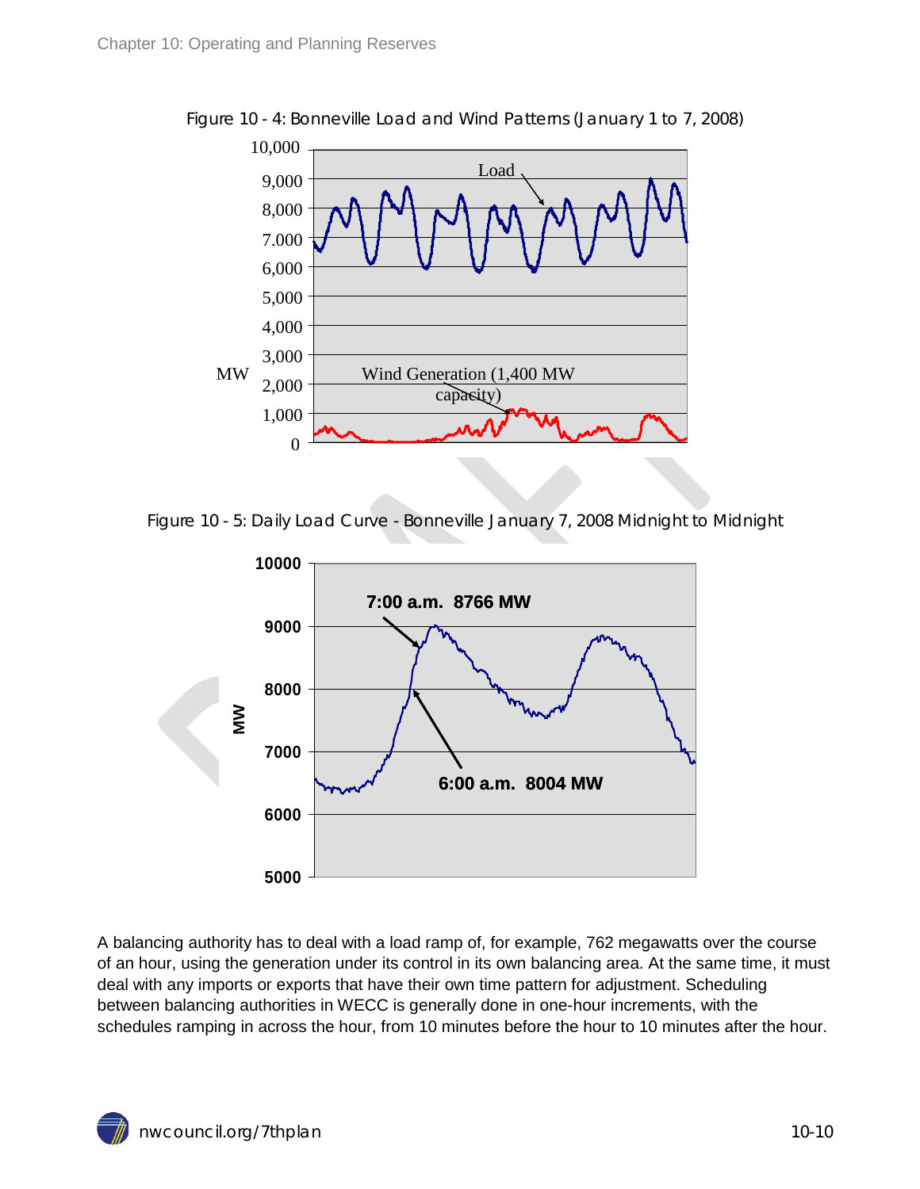Figure 10 - 4: Bonneville Load and Wind Patterns (January 1 to 7, 2008)

Figure 10 - 5: Daily Load Curve - Bonneville January 7, 2008 Midnight to Midnight

A balancing authority has to deal with a load ramp of, for example, 762 megawatts over the course of an hour, using the generation under its control in its own balancing area. At the same time, it must deal with any imports or exports that have their own time pattern for adjustment. Scheduling between balancing authorities in WECC is generally done in one-hour increments, with the schedules ramping in across the hour, from 10 minutes before the hour to 10 minutes after the hour.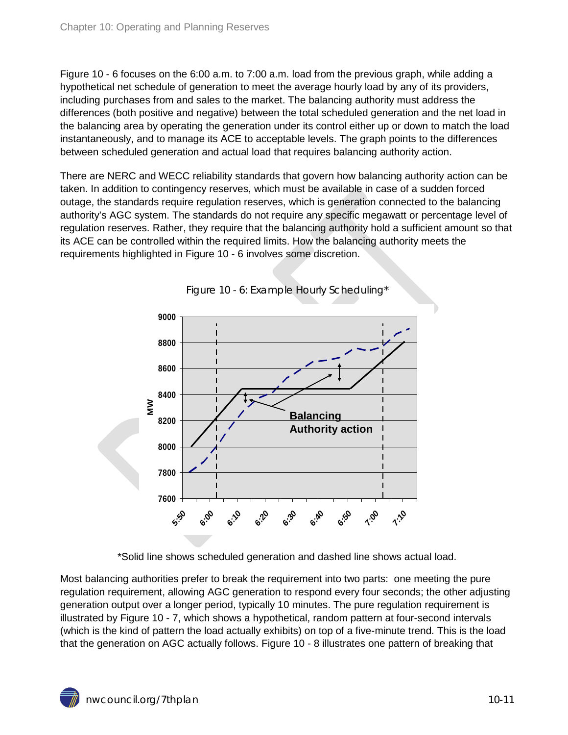Figure 10 - 6 focuses on the 6:00 a.m. to 7:00 a.m. load from the previous graph, while adding a hypothetical net schedule of generation to meet the average hourly load by any of its providers, including purchases from and sales to the market. The balancing authority must address the differences (both positive and negative) between the total scheduled generation and the net load in the balancing area by operating the generation under its control either up or down to match the load instantaneously, and to manage its ACE to acceptable levels. The graph points to the differences between scheduled generation and actual load that requires balancing authority action.

There are NERC and WECC reliability standards that govern how balancing authority action can be taken. In addition to contingency reserves, which must be available in case of a sudden forced outage, the standards require regulation reserves, which is generation connected to the balancing authority's AGC system. The standards do not require any specific megawatt or percentage level of regulation reserves. Rather, they require that the balancing authority hold a sufficient amount so that its ACE can be controlled within the required limits. How the balancing authority meets the requirements highlighted in Figure 10 - 6 involves some discretion.

Figure 10 - 6: Example Hourly Scheduling*

*Solid line shows scheduled generation and dashed line shows actual load.

Most balancing authorities prefer to break the requirement into two parts: one meeting the pure regulation requirement, allowing AGC generation to respond every four seconds; the other adjusting generation output over a longer period, typically 10 minutes. The pure regulation requirement is illustrated by Figure 10 - 7, which shows a hypothetical, random pattern at four-second intervals (which is the kind of pattern the load actually exhibits) on top of a five-minute trend. This is the load that the generation on AGC actually follows. Figure 10 - 8 illustrates one pattern of breaking that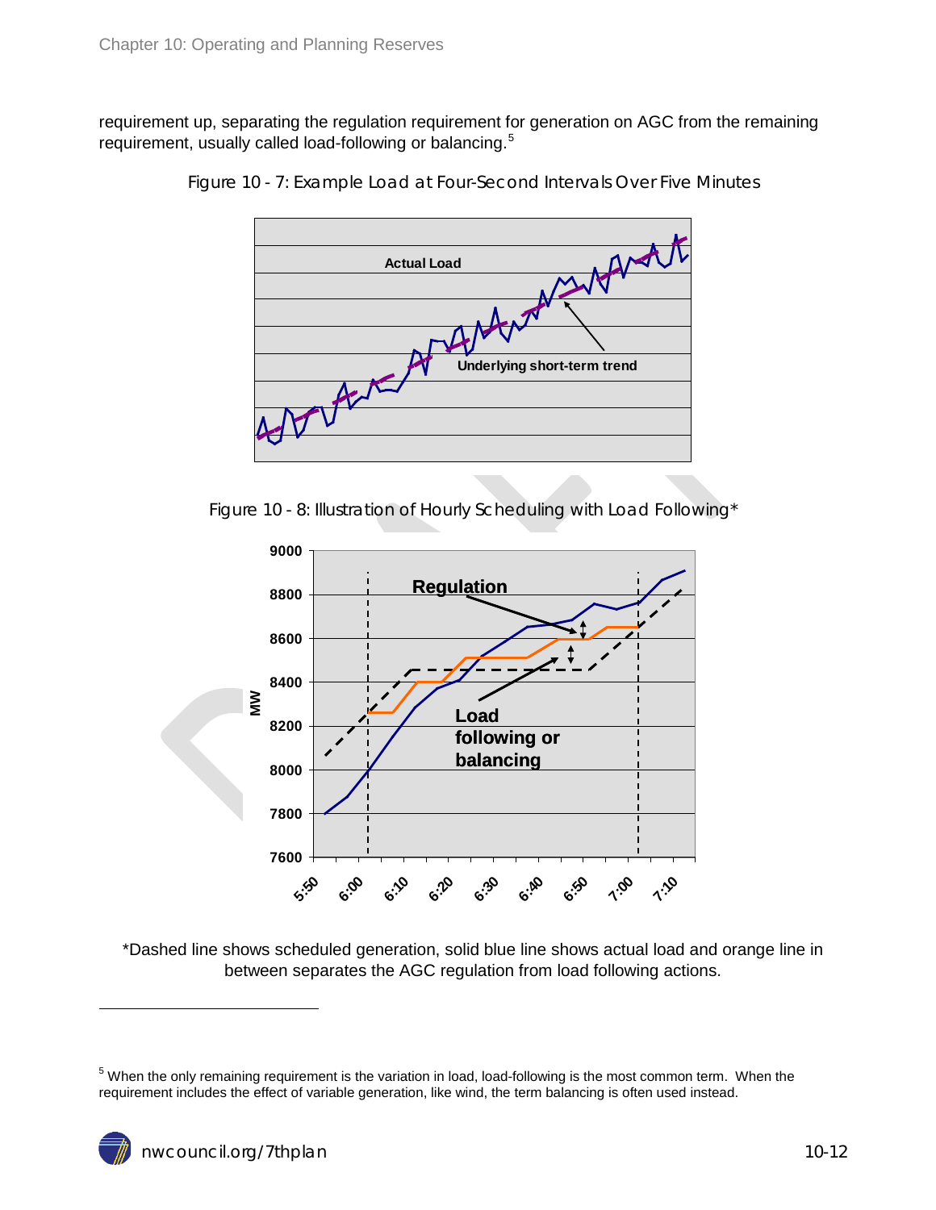requirement up, separating the regulation requirement for generation on AGC from the remaining requirement, usually called load-following or balancing.[5]

Figure 10 - 7: Example Load at Four-Second Intervals Over Five Minutes

Figure 10 - 8: Illustration of Hourly Scheduling with Load Following*

*Dashed line shows scheduled generation, solid blue line shows actual load and orange line in between separates the AGC regulation from load following actions.

[5] When the only remaining requirement is the variation in load, load-following is the most common term. When the requirement includes the effect of variable generation, like wind, the term balancing is often used instead.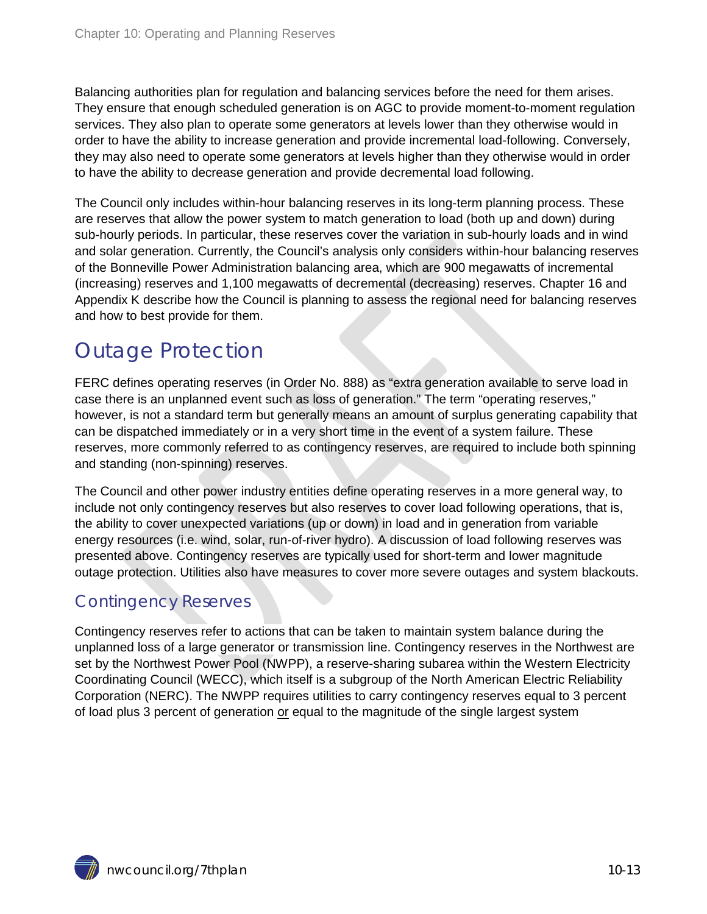Balancing authorities plan for regulation and balancing services before the need for them arises. They ensure that enough scheduled generation is on AGC to provide moment-to-moment regulation services. They also plan to operate some generators at levels lower than they otherwise would in order to have the ability to increase generation and provide incremental load-following. Conversely, they may also need to operate some generators at levels higher than they otherwise would in order to have the ability to decrease generation and provide decremental load following.

The Council only includes within-hour balancing reserves in its long-term planning process. These are reserves that allow the power system to match generation to load (both up and down) during sub-hourly periods. In particular, these reserves cover the variation in sub-hourly loads and in wind and solar generation. Currently, the Council's analysis only considers within-hour balancing reserves of the Bonneville Power Administration balancing area, which are 900 megawatts of incremental (increasing) reserves and 1,100 megawatts of decremental (decreasing) reserves. Chapter 16 and Appendix K describe how the Council is planning to assess the regional need for balancing reserves and how to best provide for them.

# Outage Protection

FERC defines operating reserves (in Order No. 888) as "extra generation available to serve load in case there is an unplanned event such as loss of generation." The term "operating reserves," however, is not a standard term but generally means an amount of surplus generating capability that can be dispatched immediately or in a very short time in the event of a system failure. These reserves, more commonly referred to as contingency reserves, are required to include both spinning and standing (non-spinning) reserves.

The Council and other power industry entities define operating reserves in a more general way, to include not only contingency reserves but also reserves to cover load following operations, that is, the ability to cover unexpected variations (up or down) in load and in generation from variable energy resources (i.e. wind, solar, run-of-river hydro). A discussion of load following reserves was presented above. Contingency reserves are typically used for short-term and lower magnitude outage protection. Utilities also have measures to cover more severe outages and system blackouts.

## Contingency Reserves

Contingency reserves refer to actions that can be taken to maintain system balance during the unplanned loss of a large generator or transmission line. Contingency reserves in the Northwest are set by the Northwest Power Pool (NWPP), a reserve-sharing subarea within the Western Electricity Coordinating Council (WECC), which itself is a subgroup of the North American Electric Reliability Corporation (NERC). The NWPP requires utilities to carry contingency reserves equal to 3 percent of load plus 3 percent of generation or equal to the magnitude of the single largest system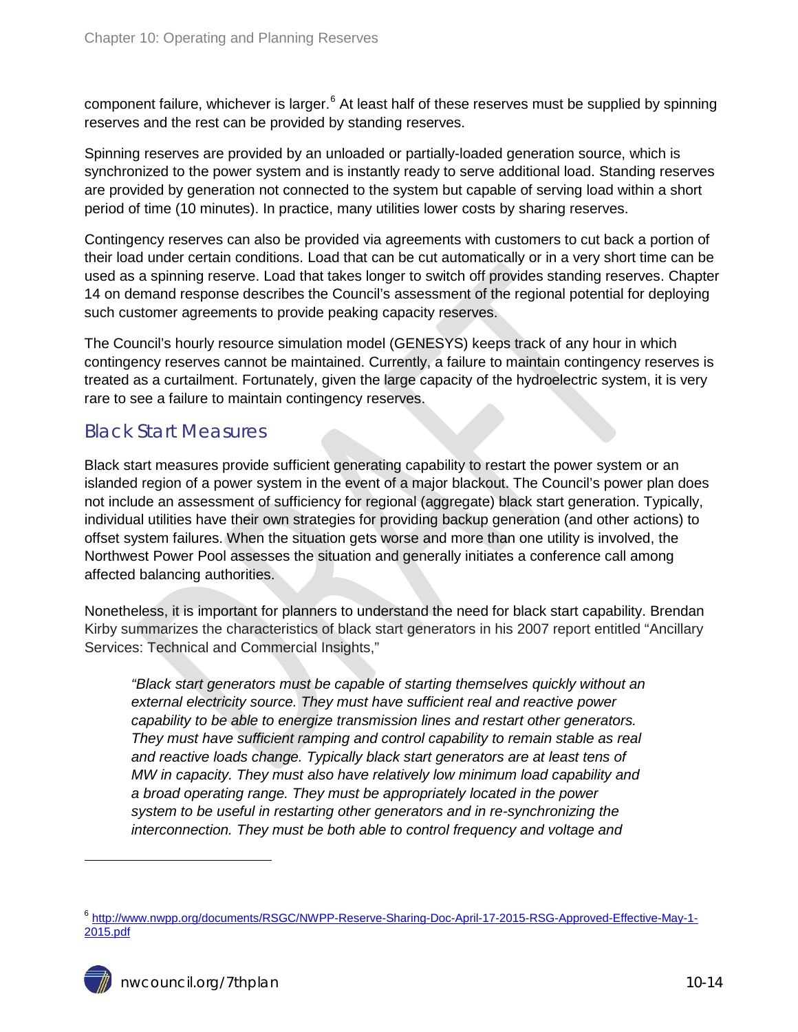component failure, whichever is larger.[6] At least half of these reserves must be supplied by spinning reserves and the rest can be provided by standing reserves.

Spinning reserves are provided by an unloaded or partially-loaded generation source, which is synchronized to the power system and is instantly ready to serve additional load. Standing reserves are provided by generation not connected to the system but capable of serving load within a short period of time (10 minutes). In practice, many utilities lower costs by sharing reserves.

Contingency reserves can also be provided via agreements with customers to cut back a portion of their load under certain conditions. Load that can be cut automatically or in a very short time can be used as a spinning reserve. Load that takes longer to switch off provides standing reserves. Chapter 14 on demand response describes the Council's assessment of the regional potential for deploying such customer agreements to provide peaking capacity reserves.

The Council's hourly resource simulation model (GENESYS) keeps track of any hour in which contingency reserves cannot be maintained. Currently, a failure to maintain contingency reserves is treated as a curtailment. Fortunately, given the large capacity of the hydroelectric system, it is very rare to see a failure to maintain contingency reserves.

## Black Start Measures

Black start measures provide sufficient generating capability to restart the power system or an islanded region of a power system in the event of a major blackout. The Council's power plan does not include an assessment of sufficiency for regional (aggregate) black start generation. Typically, individual utilities have their own strategies for providing backup generation (and other actions) to offset system failures. When the situation gets worse and more than one utility is involved, the Northwest Power Pool assesses the situation and generally initiates a conference call among affected balancing authorities.

Nonetheless, it is important for planners to understand the need for black start capability. Brendan Kirby summarizes the characteristics of black start generators in his 2007 report entitled "Ancillary Services: Technical and Commercial Insights,"

> *"Black start generators must be capable of starting themselves quickly without an external electricity source. They must have sufficient real and reactive power capability to be able to energize transmission lines and restart other generators. They must have sufficient ramping and control capability to remain stable as real and reactive loads change. Typically black start generators are at least tens of MW in capacity. They must also have relatively low minimum load capability and a broad operating range. They must be appropriately located in the power system to be useful in restarting other generators and in re-synchronizing the interconnection. They must be both able to control frequency and voltage and*

[6] http://www.nwpp.org/documents/RSGC/NWPP-Reserve-Sharing-Doc-April-17-2015-RSG-Approved-Effective-May-1-2015.pdf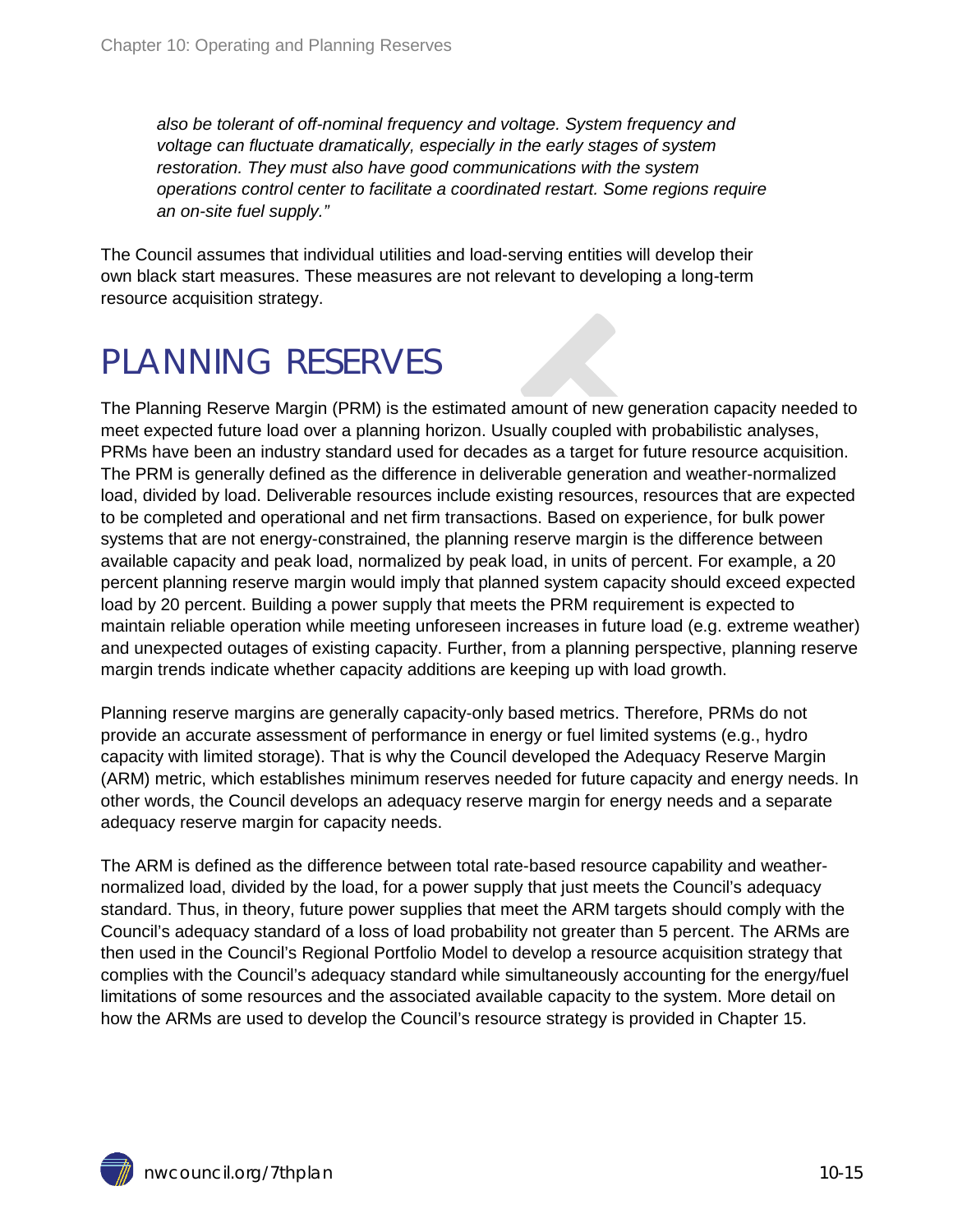*also be tolerant of off-nominal frequency and voltage. System frequency and voltage can fluctuate dramatically, especially in the early stages of system restoration. They must also have good communications with the system operations control center to facilitate a coordinated restart. Some regions require an on-site fuel supply."*

The Council assumes that individual utilities and load-serving entities will develop their own black start measures. These measures are not relevant to developing a long-term resource acquisition strategy.

# PLANNING RESERVES

The Planning Reserve Margin (PRM) is the estimated amount of new generation capacity needed to meet expected future load over a planning horizon. Usually coupled with probabilistic analyses, PRMs have been an industry standard used for decades as a target for future resource acquisition. The PRM is generally defined as the difference in deliverable generation and weather-normalized load, divided by load. Deliverable resources include existing resources, resources that are expected to be completed and operational and net firm transactions. Based on experience, for bulk power systems that are not energy-constrained, the planning reserve margin is the difference between available capacity and peak load, normalized by peak load, in units of percent. For example, a 20 percent planning reserve margin would imply that planned system capacity should exceed expected load by 20 percent. Building a power supply that meets the PRM requirement is expected to maintain reliable operation while meeting unforeseen increases in future load (e.g. extreme weather) and unexpected outages of existing capacity. Further, from a planning perspective, planning reserve margin trends indicate whether capacity additions are keeping up with load growth.

Planning reserve margins are generally capacity-only based metrics. Therefore, PRMs do not provide an accurate assessment of performance in energy or fuel limited systems (e.g., hydro capacity with limited storage). That is why the Council developed the Adequacy Reserve Margin (ARM) metric, which establishes minimum reserves needed for future capacity and energy needs. In other words, the Council develops an adequacy reserve margin for energy needs and a separate adequacy reserve margin for capacity needs.

The ARM is defined as the difference between total rate-based resource capability and weather-normalized load, divided by the load, for a power supply that just meets the Council's adequacy standard. Thus, in theory, future power supplies that meet the ARM targets should comply with the Council's adequacy standard of a loss of load probability not greater than 5 percent. The ARMs are then used in the Council's Regional Portfolio Model to develop a resource acquisition strategy that complies with the Council's adequacy standard while simultaneously accounting for the energy/fuel limitations of some resources and the associated available capacity to the system. More detail on how the ARMs are used to develop the Council's resource strategy is provided in Chapter 15.